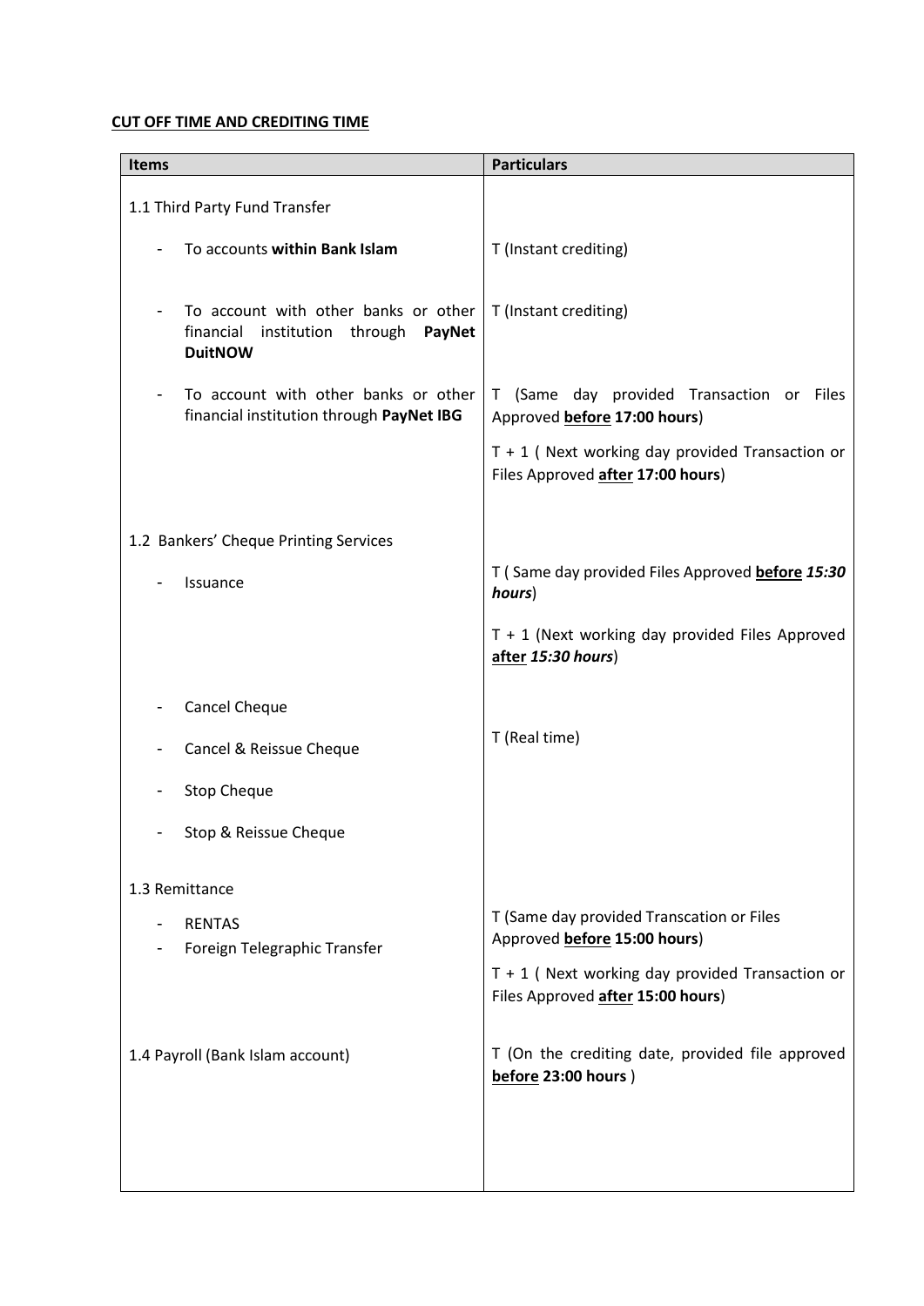**<u>CUT OFF TIME AND CREDITING TIME</u>**

| Items | Particulars |
|---|---|
| 1.1 Third Party Fund Transfer | |
| - To accounts **within Bank Islam** | T (Instant crediting) |
| - To account with other banks or other financial institution through **PayNet DuitNOW** | T (Instant crediting) |
| - To account with other banks or other financial institution through **PayNet IBG** | T (Same day provided Transaction or Files Approved **<u>before</u> 17:00 hours**)<br><br>T + 1 ( Next working day provided Transaction or Files Approved **<u>after</u> 17:00 hours**) |
| 1.2 Bankers' Cheque Printing Services | |
| - Issuance | T ( Same day provided Files Approved **<u>before</u>** ***15:30 hours***)<br><br>T + 1 (Next working day provided Files Approved **<u>after</u>** ***15:30 hours***) |
| - Cancel Cheque<br>- Cancel & Reissue Cheque<br>- Stop Cheque<br>- Stop & Reissue Cheque | T (Real time) |
| 1.3 Remittance<br>- RENTAS<br>- Foreign Telegraphic Transfer | T (Same day provided Transcation or Files Approved **<u>before</u> 15:00 hours**)<br><br>T + 1 ( Next working day provided Transaction or Files Approved **<u>after</u> 15:00 hours**) |
| 1.4 Payroll (Bank Islam account) | T (On the crediting date, provided file approved **<u>before</u> 23:00 hours** ) |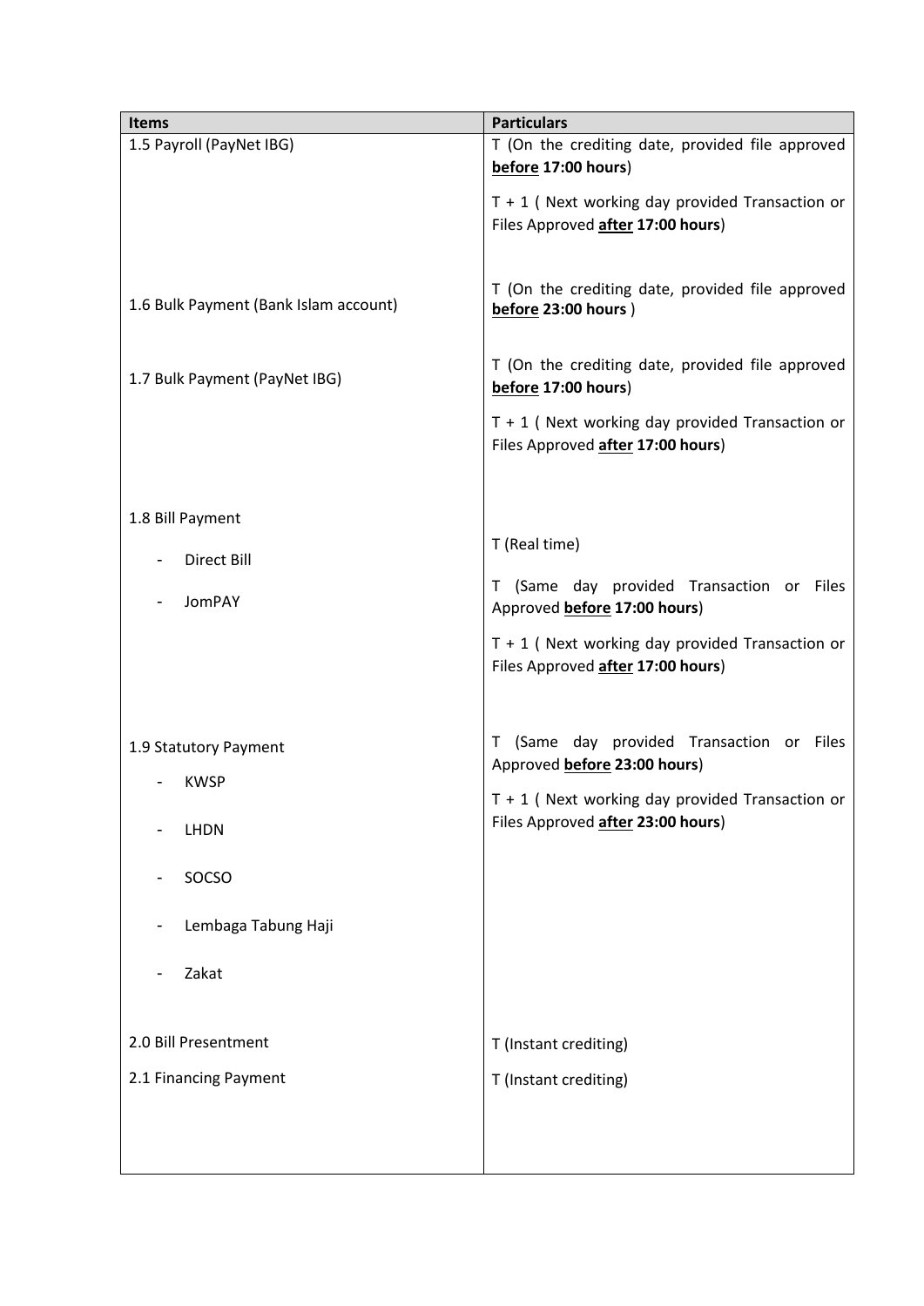| Items | Particulars |
|---|---|
| 1.5 Payroll (PayNet IBG) | T (On the crediting date, provided file approved **before 17:00 hours**)<br><br>T + 1 ( Next working day provided Transaction or Files Approved **after 17:00 hours**) |
| 1.6 Bulk Payment (Bank Islam account) | T (On the crediting date, provided file approved **before 23:00 hours** ) |
| 1.7 Bulk Payment (PayNet IBG) | T (On the crediting date, provided file approved **before 17:00 hours**)<br><br>T + 1 ( Next working day provided Transaction or Files Approved **after 17:00 hours**) |
| 1.8 Bill Payment | |
| - Direct Bill | T (Real time) |
| - JomPAY | T (Same day provided Transaction or Files Approved **before 17:00 hours**)<br><br>T + 1 ( Next working day provided Transaction or Files Approved **after 17:00 hours**) |
| 1.9 Statutory Payment<br>- KWSP<br>- LHDN<br>- SOCSO<br>- Lembaga Tabung Haji<br>- Zakat | T (Same day provided Transaction or Files Approved **before 23:00 hours**)<br><br>T + 1 ( Next working day provided Transaction or Files Approved **after 23:00 hours**) |
| 2.0 Bill Presentment | T (Instant crediting) |
| 2.1 Financing Payment | T (Instant crediting) |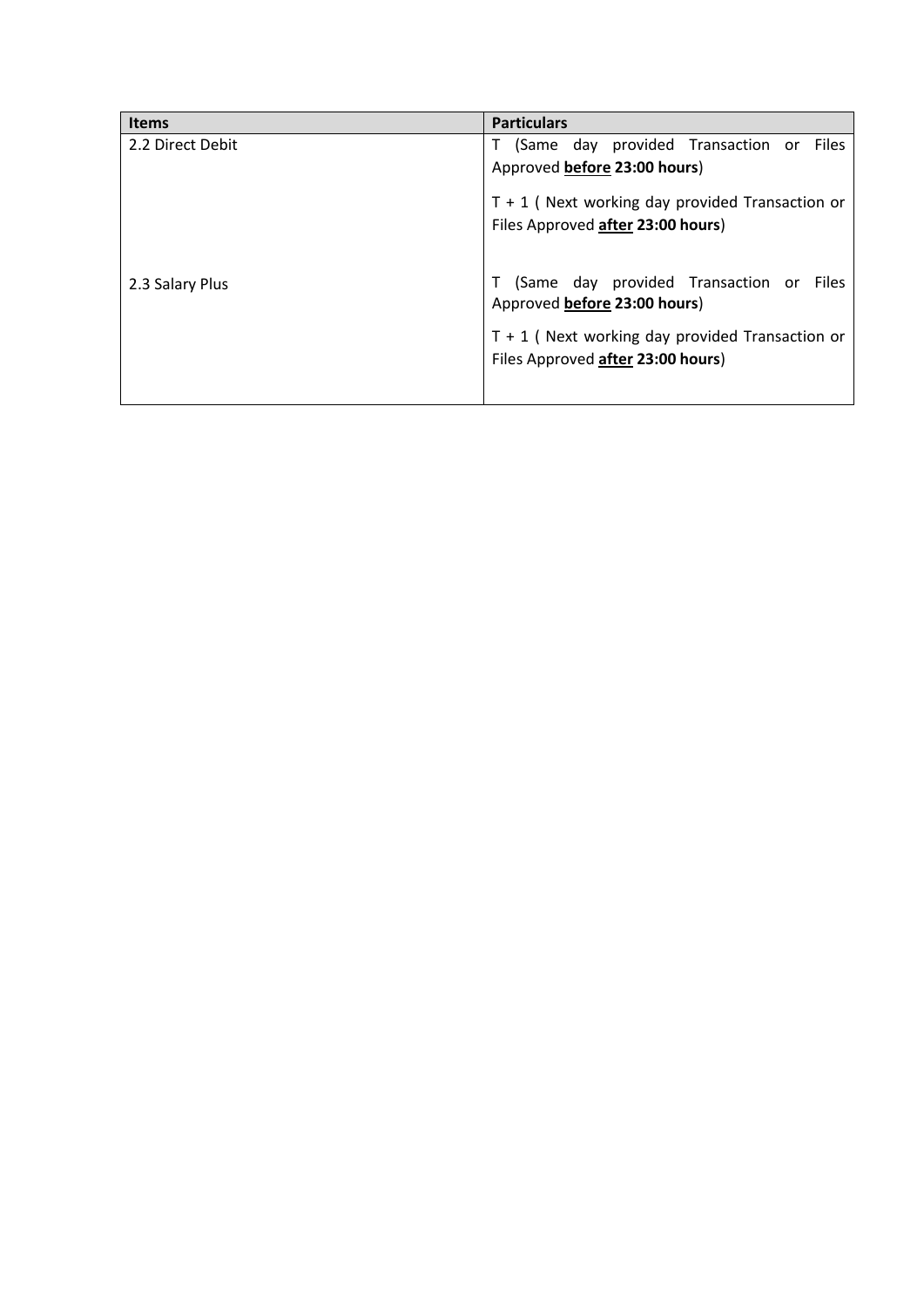| Items | Particulars |
| --- | --- |
| 2.2 Direct Debit | T (Same day provided Transaction or Files Approved **<u>before</u> 23:00 hours**)<br><br>T + 1 ( Next working day provided Transaction or Files Approved **<u>after</u> 23:00 hours**) |
| 2.3 Salary Plus | T (Same day provided Transaction or Files Approved **<u>before</u> 23:00 hours**)<br><br>T + 1 ( Next working day provided Transaction or Files Approved **<u>after</u> 23:00 hours**) |